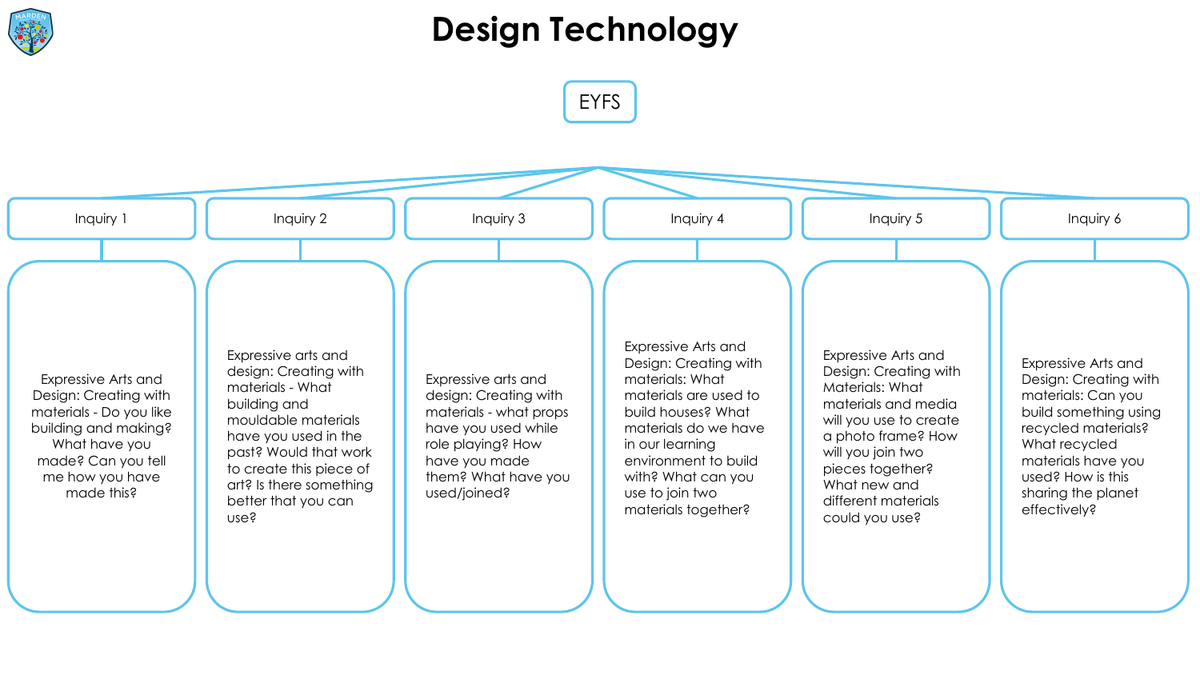# Design Technology

## EYFS

### Inquiry 1

Expressive Arts and Design: Creating with materials - Do you like building and making? What have you made? Can you tell me how you have made this?

### Inquiry 2

Expressive arts and design: Creating with materials - What building and mouldable materials have you used in the past? Would that work to create this piece of art? Is there something better that you can use?

### Inquiry 3

Expressive arts and design: Creating with materials - what props have you used while role playing? How have you made them? What have you used/joined?

### Inquiry 4

Expressive Arts and Design: Creating with materials: What materials are used to build houses? What materials do we have in our learning environment to build with? What can you use to join two materials together?

### Inquiry 5

Expressive Arts and Design: Creating with Materials: What materials and media will you use to create a photo frame? How will you join two pieces together? What new and different materials could you use?

### Inquiry 6

Expressive Arts and Design: Creating with materials: Can you build something using recycled materials? What recycled materials have you used? How is this sharing the planet effectively?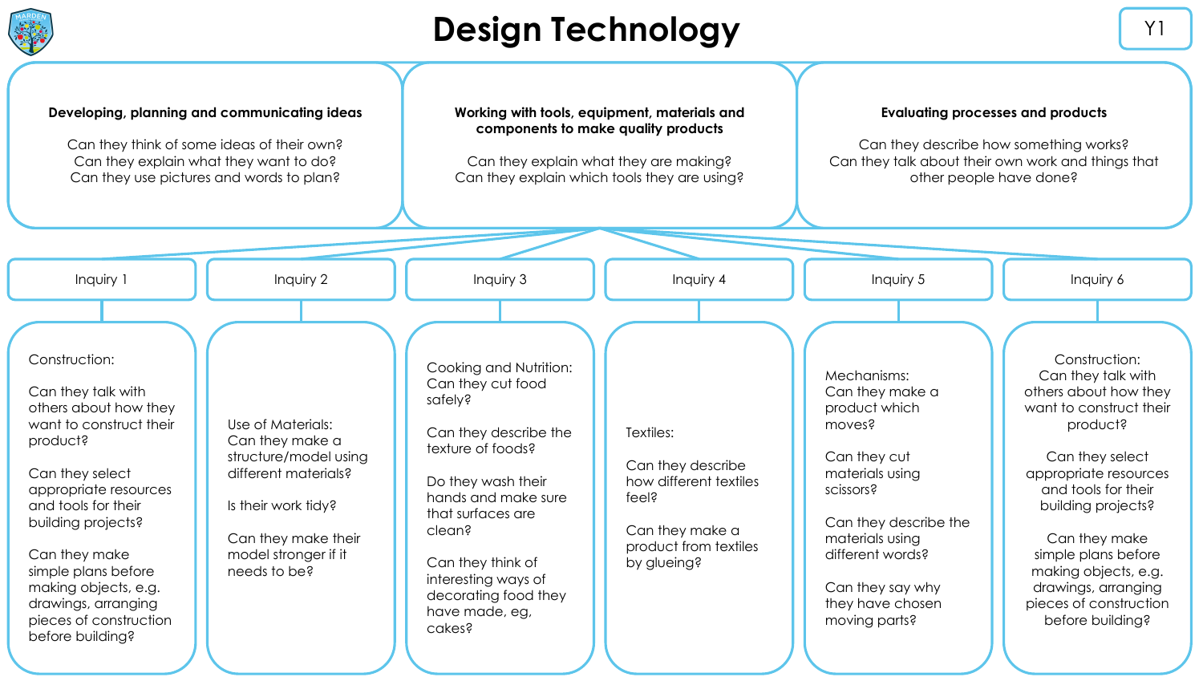# Design Technology

Y1

### Developing, planning and communicating ideas

Can they think of some ideas of their own?
Can they explain what they want to do?
Can they use pictures and words to plan?

### Working with tools, equipment, materials and components to make quality products

Can they explain what they are making?
Can they explain which tools they are using?

### Evaluating processes and products

Can they describe how something works?
Can they talk about their own work and things that other people have done?

## Inquiry 1

Construction:

Can they talk with others about how they want to construct their product?

Can they select appropriate resources and tools for their building projects?

Can they make simple plans before making objects, e.g. drawings, arranging pieces of construction before building?

## Inquiry 2

Use of Materials:
Can they make a structure/model using different materials?

Is their work tidy?

Can they make their model stronger if it needs to be?

## Inquiry 3

Cooking and Nutrition:
Can they cut food safely?

Can they describe the texture of foods?

Do they wash their hands and make sure that surfaces are clean?

Can they think of interesting ways of decorating food they have made, eg, cakes?

## Inquiry 4

Textiles:

Can they describe how different textiles feel?

Can they make a product from textiles by glueing?

## Inquiry 5

Mechanisms:
Can they make a product which moves?

Can they cut materials using scissors?

Can they describe the materials using different words?

Can they say why they have chosen moving parts?

## Inquiry 6

Construction:
Can they talk with others about how they want to construct their product?

Can they select appropriate resources and tools for their building projects?

Can they make simple plans before making objects, e.g. drawings, arranging pieces of construction before building?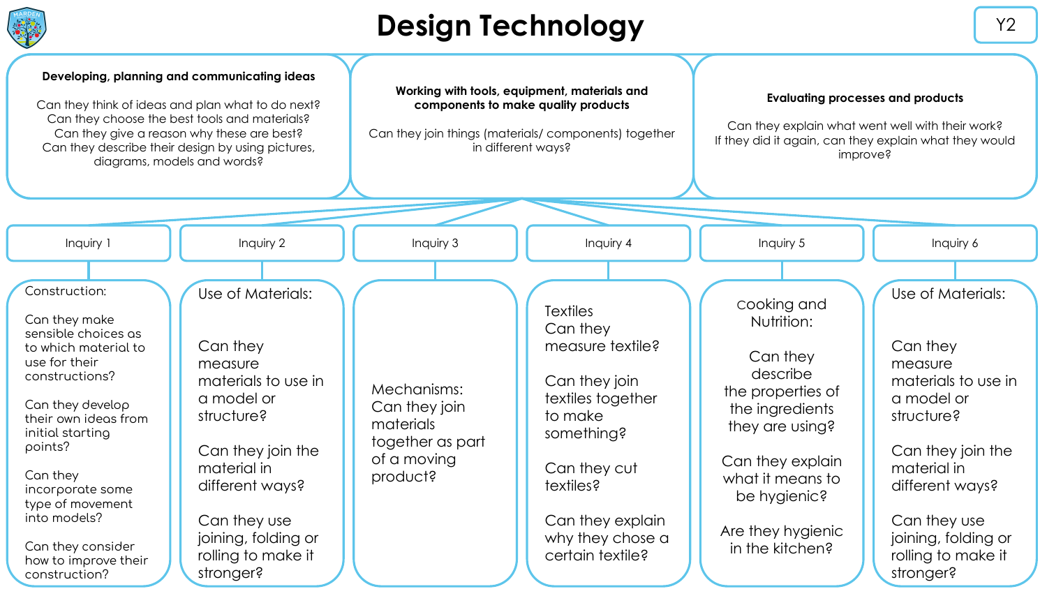# Design Technology

Y2

### Developing, planning and communicating ideas

Can they think of ideas and plan what to do next?
Can they choose the best tools and materials?
Can they give a reason why these are best?
Can they describe their design by using pictures, diagrams, models and words?

### Working with tools, equipment, materials and components to make quality products

Can they join things (materials/ components) together in different ways?

### Evaluating processes and products

Can they explain what went well with their work?
If they did it again, can they explain what they would improve?

## Inquiry 1

Construction:

Can they make sensible choices as to which material to use for their constructions?

Can they develop their own ideas from initial starting points?

Can they incorporate some type of movement into models?

Can they consider how to improve their construction?

## Inquiry 2

Use of Materials:

Can they measure materials to use in a model or structure?

Can they join the material in different ways?

Can they use joining, folding or rolling to make it stronger?

## Inquiry 3

Mechanisms:
Can they join materials together as part of a moving product?

## Inquiry 4

Textiles
Can they measure textile?

Can they join textiles together to make something?

Can they cut textiles?

Can they explain why they chose a certain textile?

## Inquiry 5

Cooking and Nutrition:

Can they describe the properties of the ingredients they are using?

Can they explain what it means to be hygienic?

Are they hygienic in the kitchen?

## Inquiry 6

Use of Materials:

Can they measure materials to use in a model or structure?

Can they join the material in different ways?

Can they use joining, folding or rolling to make it stronger?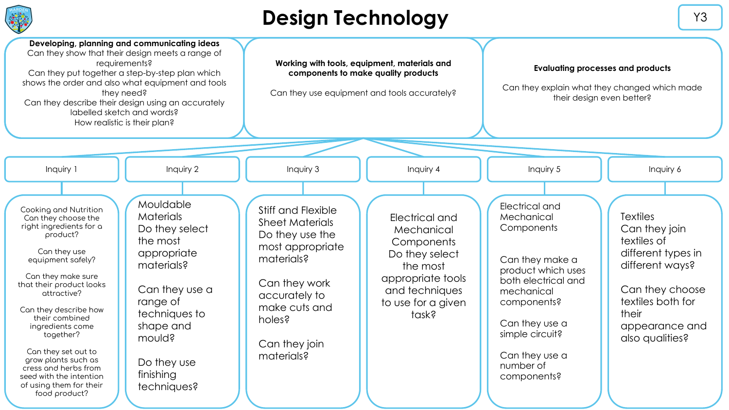# Design Technology

Y3

## Developing, planning and communicating ideas

Can they show that their design meets a range of requirements?
Can they put together a step-by-step plan which shows the order and also what equipment and tools they need?
Can they describe their design using an accurately labelled sketch and words?
How realistic is their plan?

## Working with tools, equipment, materials and components to make quality products

Can they use equipment and tools accurately?

## Evaluating processes and products

Can they explain what they changed which made their design even better?

## Inquiry 1

Cooking and Nutrition
Can they choose the right ingredients for a product?

Can they use equipment safely?

Can they make sure that their product looks attractive?

Can they describe how their combined ingredients come together?

Can they set out to grow plants such as cress and herbs from seed with the intention of using them for their food product?

## Inquiry 2

Mouldable Materials
Do they select the most appropriate materials?

Can they use a range of techniques to shape and mould?

Do they use finishing techniques?

## Inquiry 3

Stiff and Flexible Sheet Materials
Do they use the most appropriate materials?

Can they work accurately to make cuts and holes?

Can they join materials?

## Inquiry 4

Electrical and Mechanical Components
Do they select the most appropriate tools and techniques to use for a given task?

## Inquiry 5

Electrical and Mechanical Components

Can they make a product which uses both electrical and mechanical components?

Can they use a simple circuit?

Can they use a number of components?

## Inquiry 6

Textiles
Can they join textiles of different types in different ways?

Can they choose textiles both for their appearance and also qualities?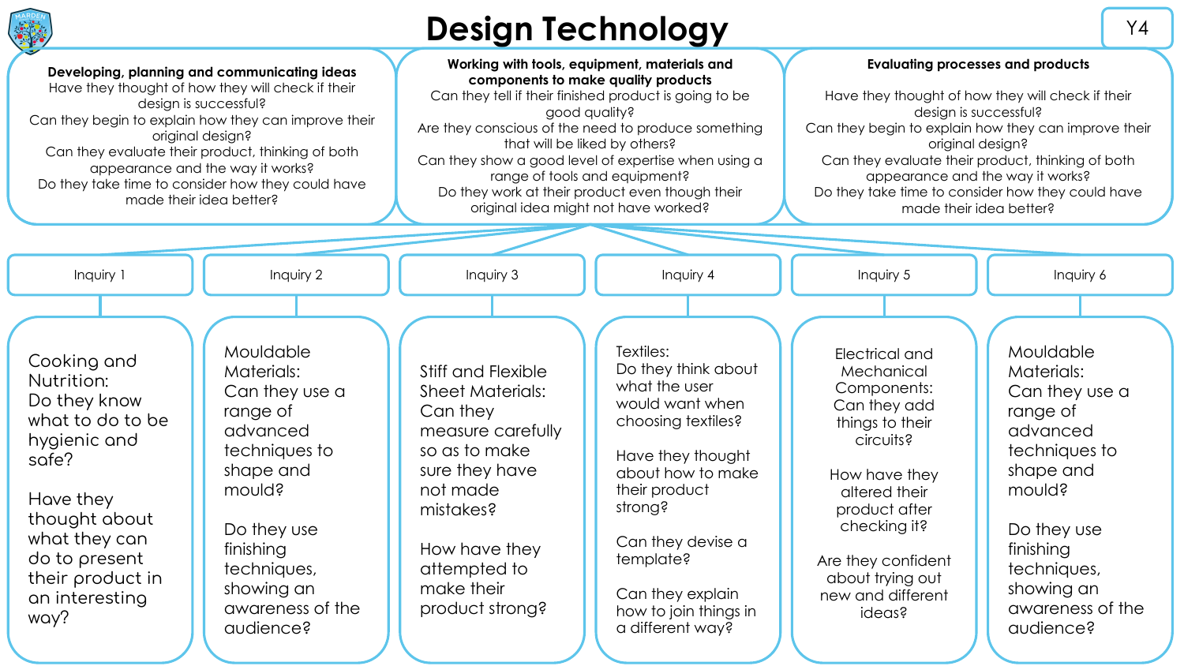# Design Technology

Y4

## Developing, planning and communicating ideas

Have they thought of how they will check if their design is successful?
Can they begin to explain how they can improve their original design?
Can they evaluate their product, thinking of both appearance and the way it works?
Do they take time to consider how they could have made their idea better?

## Working with tools, equipment, materials and components to make quality products

Can they tell if their finished product is going to be good quality?
Are they conscious of the need to produce something that will be liked by others?
Can they show a good level of expertise when using a range of tools and equipment?
Do they work at their product even though their original idea might not have worked?

## Evaluating processes and products

Have they thought of how they will check if their design is successful?
Can they begin to explain how they can improve their original design?
Can they evaluate their product, thinking of both appearance and the way it works?
Do they take time to consider how they could have made their idea better?

### Inquiry 1

Cooking and Nutrition:
Do they know what to do to be hygienic and safe?

Have they thought about what they can do to present their product in an interesting way?

### Inquiry 2

Mouldable Materials:
Can they use a range of advanced techniques to shape and mould?

Do they use finishing techniques, showing an awareness of the audience?

### Inquiry 3

Stiff and Flexible Sheet Materials:
Can they measure carefully so as to make sure they have not made mistakes?

How have they attempted to make their product strong?

### Inquiry 4

Textiles:
Do they think about what the user would want when choosing textiles?

Have they thought about how to make their product strong?

Can they devise a template?

Can they explain how to join things in a different way?

### Inquiry 5

Electrical and Mechanical Components:
Can they add things to their circuits?

How have they altered their product after checking it?

Are they confident about trying out new and different ideas?

### Inquiry 6

Mouldable Materials:
Can they use a range of advanced techniques to shape and mould?

Do they use finishing techniques, showing an awareness of the audience?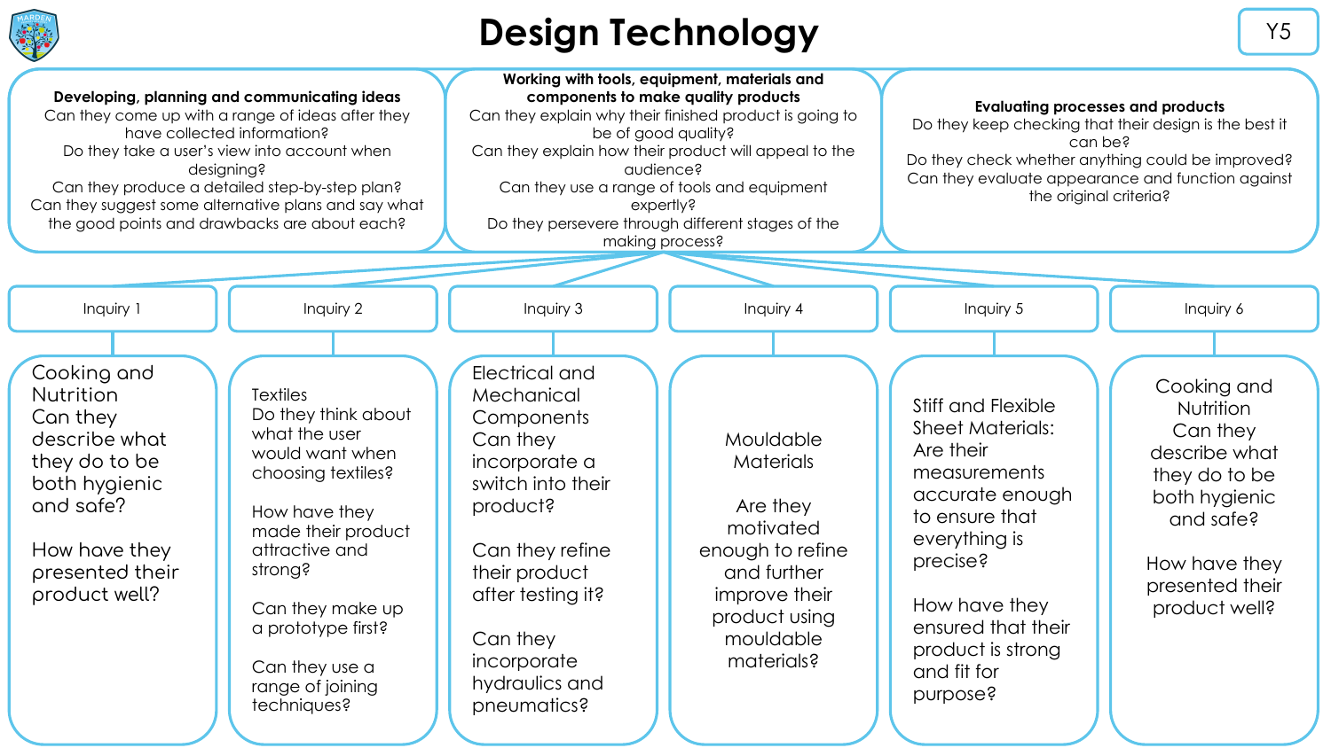# Design Technology

Y5

### Developing, planning and communicating ideas

Can they come up with a range of ideas after they have collected information?
Do they take a user's view into account when designing?
Can they produce a detailed step-by-step plan?
Can they suggest some alternative plans and say what the good points and drawbacks are about each?

### Working with tools, equipment, materials and components to make quality products

Can they explain why their finished product is going to be of good quality?
Can they explain how their product will appeal to the audience?
Can they use a range of tools and equipment expertly?
Do they persevere through different stages of the making process?

### Evaluating processes and products

Do they keep checking that their design is the best it can be?
Do they check whether anything could be improved?
Can they evaluate appearance and function against the original criteria?

## Inquiry 1

Cooking and Nutrition
Can they describe what they do to be both hygienic and safe?

How have they presented their product well?

## Inquiry 2

Textiles
Do they think about what the user would want when choosing textiles?

How have they made their product attractive and strong?

Can they make up a prototype first?

Can they use a range of joining techniques?

## Inquiry 3

Electrical and Mechanical Components
Can they incorporate a switch into their product?

Can they refine their product after testing it?

Can they incorporate hydraulics and pneumatics?

## Inquiry 4

Mouldable Materials

Are they motivated enough to refine and further improve their product using mouldable materials?

## Inquiry 5

Stiff and Flexible Sheet Materials:
Are their measurements accurate enough to ensure that everything is precise?

How have they ensured that their product is strong and fit for purpose?

## Inquiry 6

Cooking and Nutrition
Can they describe what they do to be both hygienic and safe?

How have they presented their product well?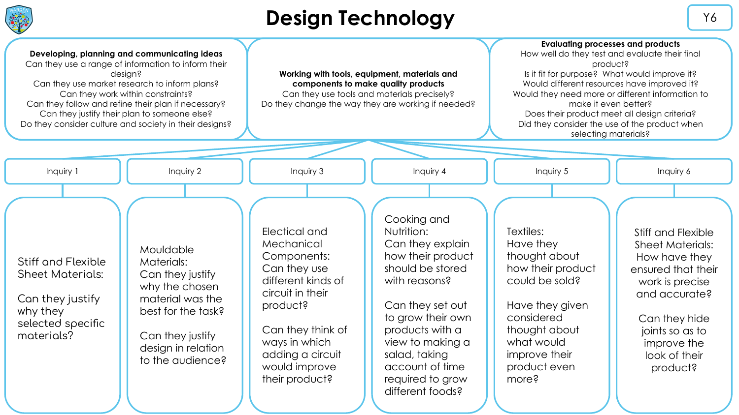# Design Technology

Y6

**Developing, planning and communicating ideas**
Can they use a range of information to inform their design?
Can they use market research to inform plans?
Can they work within constraints?
Can they follow and refine their plan if necessary?
Can they justify their plan to someone else?
Do they consider culture and society in their designs?

**Working with tools, equipment, materials and components to make quality products**
Can they use tools and materials precisely?
Do they change the way they are working if needed?

**Evaluating processes and products**
How well do they test and evaluate their final product?
Is it fit for purpose? What would improve it?
Would different resources have improved it?
Would they need more or different information to make it even better?
Does their product meet all design criteria?
Did they consider the use of the product when selecting materials?

## Inquiry 1

Stiff and Flexible Sheet Materials:

Can they justify why they selected specific materials?

## Inquiry 2

Mouldable Materials:
Can they justify why the chosen material was the best for the task?

Can they justify design in relation to the audience?

## Inquiry 3

Electical and Mechanical Components:
Can they use different kinds of circuit in their product?

Can they think of ways in which adding a circuit would improve their product?

## Inquiry 4

Cooking and Nutrition:
Can they explain how their product should be stored with reasons?

Can they set out to grow their own products with a view to making a salad, taking account of time required to grow different foods?

## Inquiry 5

Textiles:
Have they thought about how their product could be sold?

Have they given considered thought about what would improve their product even more?

## Inquiry 6

Stiff and Flexible Sheet Materials:
How have they ensured that their work is precise and accurate?

Can they hide joints so as to improve the look of their product?